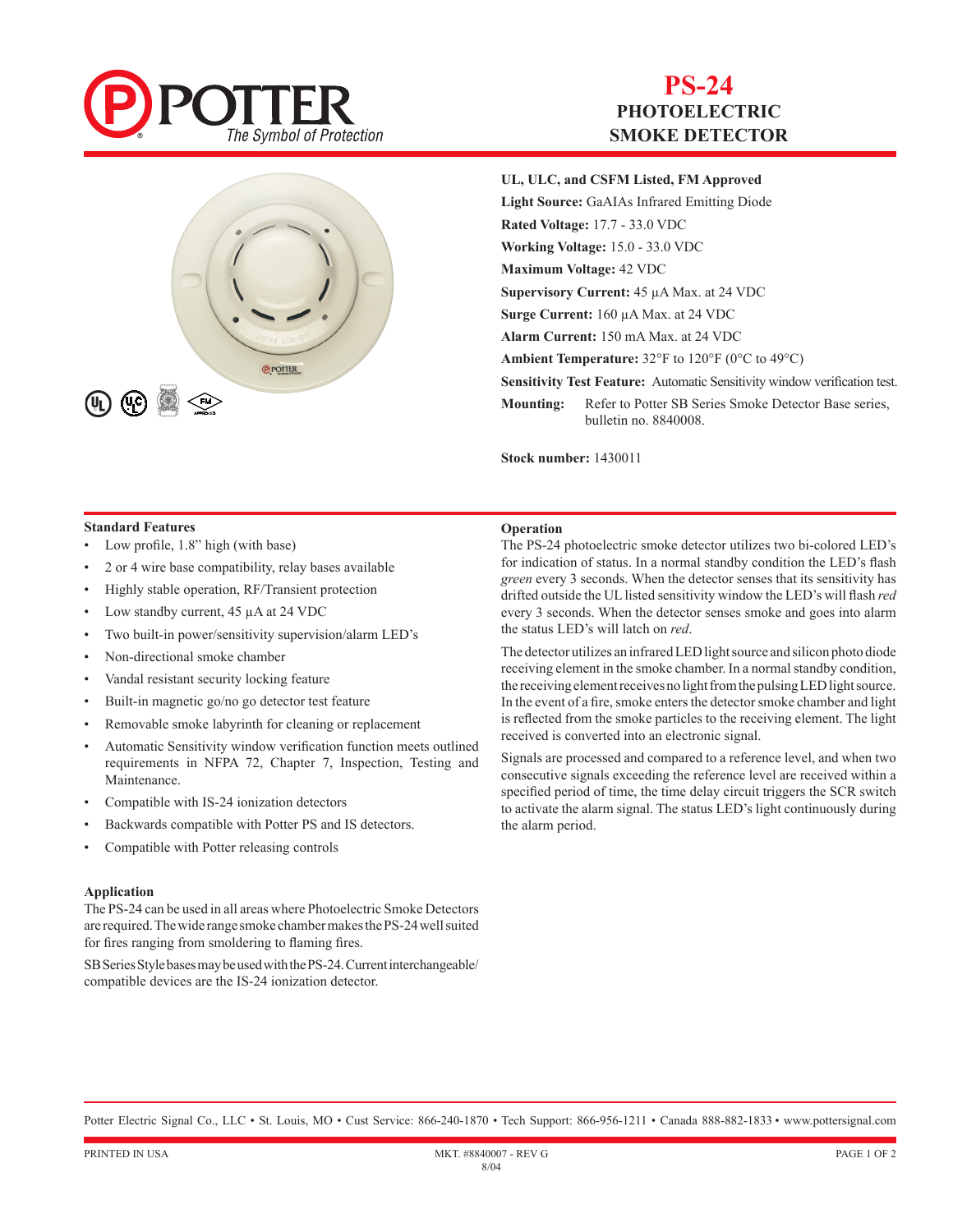# PS-24
## PHOTOELECTRIC SMOKE DETECTOR

**UL, ULC, and CSFM Listed, FM Approved**

**Light Source:** GaAIAs Infrared Emitting Diode

**Rated Voltage:** 17.7 - 33.0 VDC

**Working Voltage:** 15.0 - 33.0 VDC

**Maximum Voltage:** 42 VDC

**Supervisory Current:** 45 µA Max. at 24 VDC

**Surge Current:** 160 µA Max. at 24 VDC

**Alarm Current:** 150 mA Max. at 24 VDC

**Ambient Temperature:** 32°F to 120°F (0°C to 49°C)

**Sensitivity Test Feature:** Automatic Sensitivity window verification test.

**Mounting:** Refer to Potter SB Series Smoke Detector Base series, bulletin no. 8840008.

**Stock number:** 1430011

### Standard Features

- Low profile, 1.8" high (with base)
- 2 or 4 wire base compatibility, relay bases available
- Highly stable operation, RF/Transient protection
- Low standby current, 45 µA at 24 VDC
- Two built-in power/sensitivity supervision/alarm LED's
- Non-directional smoke chamber
- Vandal resistant security locking feature
- Built-in magnetic go/no go detector test feature
- Removable smoke labyrinth for cleaning or replacement
- Automatic Sensitivity window verification function meets outlined requirements in NFPA 72, Chapter 7, Inspection, Testing and Maintenance.
- Compatible with IS-24 ionization detectors
- Backwards compatible with Potter PS and IS detectors.
- Compatible with Potter releasing controls

### Application

The PS-24 can be used in all areas where Photoelectric Smoke Detectors are required. The wide range smoke chamber makes the PS-24 well suited for fires ranging from smoldering to flaming fires.

SB Series Style bases may be used with the PS-24. Current interchangeable/compatible devices are the IS-24 ionization detector.

### Operation

The PS-24 photoelectric smoke detector utilizes two bi-colored LED's for indication of status. In a normal standby condition the LED's flash *green* every 3 seconds. When the detector senses that its sensitivity has drifted outside the UL listed sensitivity window the LED's will flash *red* every 3 seconds. When the detector senses smoke and goes into alarm the status LED's will latch on *red*.

The detector utilizes an infrared LED light source and silicon photo diode receiving element in the smoke chamber. In a normal standby condition, the receiving element receives no light from the pulsing LED light source. In the event of a fire, smoke enters the detector smoke chamber and light is reflected from the smoke particles to the receiving element. The light received is converted into an electronic signal.

Signals are processed and compared to a reference level, and when two consecutive signals exceeding the reference level are received within a specified period of time, the time delay circuit triggers the SCR switch to activate the alarm signal. The status LED's light continuously during the alarm period.

Potter Electric Signal Co., LLC • St. Louis, MO • Cust Service: 866-240-1870 • Tech Support: 866-956-1211 • Canada 888-882-1833 • www.pottersignal.com

PRINTED IN USA — MKT. #8840007 - REV G 8/04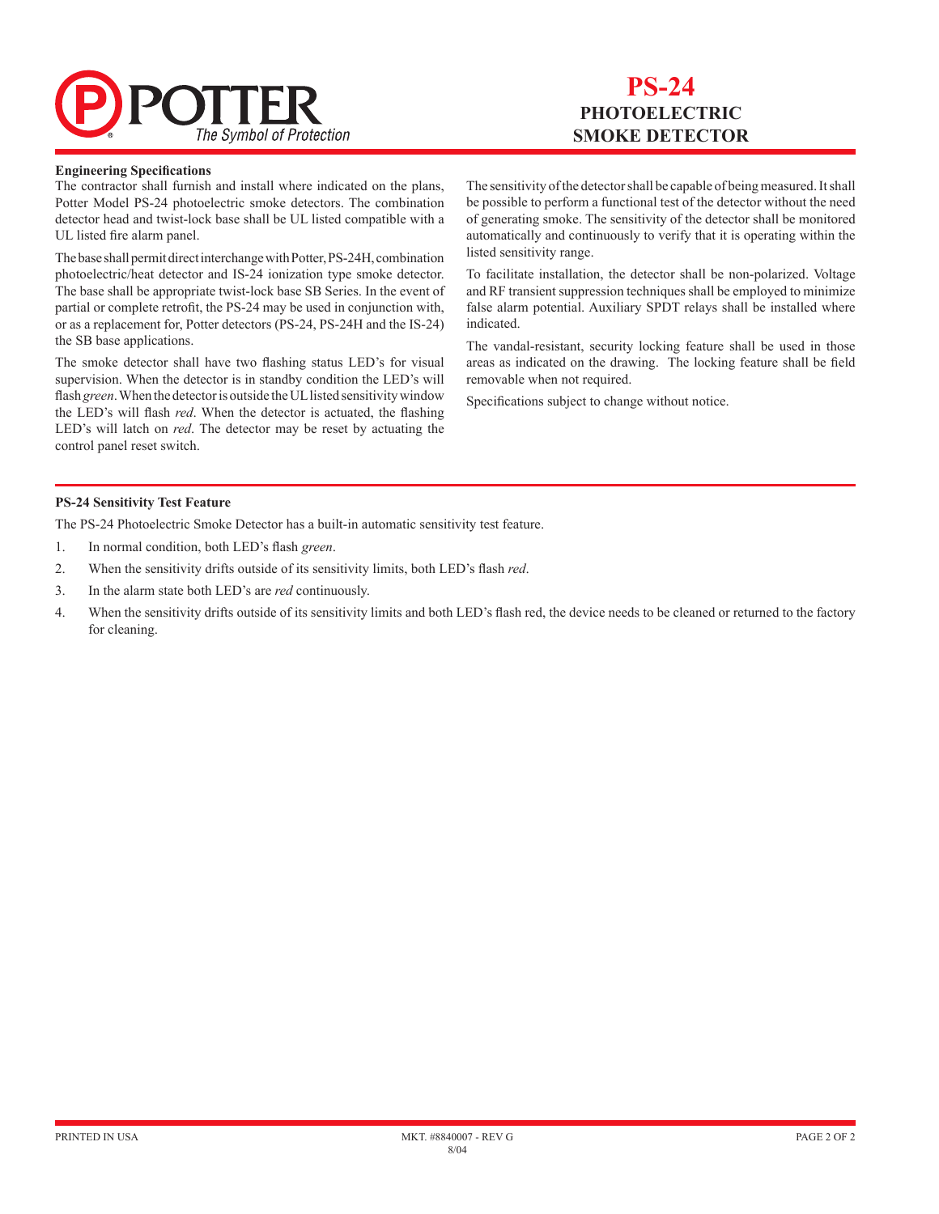# PS-24
## PHOTOELECTRIC SMOKE DETECTOR

### Engineering Specifications

The contractor shall furnish and install where indicated on the plans, Potter Model PS-24 photoelectric smoke detectors. The combination detector head and twist-lock base shall be UL listed compatible with a UL listed fire alarm panel.

The base shall permit direct interchange with Potter, PS-24H, combination photoelectric/heat detector and IS-24 ionization type smoke detector. The base shall be appropriate twist-lock base SB Series. In the event of partial or complete retrofit, the PS-24 may be used in conjunction with, or as a replacement for, Potter detectors (PS-24, PS-24H and the IS-24) the SB base applications.

The smoke detector shall have two flashing status LED's for visual supervision. When the detector is in standby condition the LED's will flash *green*. When the detector is outside the UL listed sensitivity window the LED's will flash *red*. When the detector is actuated, the flashing LED's will latch on *red*. The detector may be reset by actuating the control panel reset switch.

The sensitivity of the detector shall be capable of being measured. It shall be possible to perform a functional test of the detector without the need of generating smoke. The sensitivity of the detector shall be monitored automatically and continuously to verify that it is operating within the listed sensitivity range.

To facilitate installation, the detector shall be non-polarized. Voltage and RF transient suppression techniques shall be employed to minimize false alarm potential. Auxiliary SPDT relays shall be installed where indicated.

The vandal-resistant, security locking feature shall be used in those areas as indicated on the drawing. The locking feature shall be field removable when not required.

Specifications subject to change without notice.

### PS-24 Sensitivity Test Feature

The PS-24 Photoelectric Smoke Detector has a built-in automatic sensitivity test feature.

1. In normal condition, both LED's flash *green*.
2. When the sensitivity drifts outside of its sensitivity limits, both LED's flash *red*.
3. In the alarm state both LED's are *red* continuously.
4. When the sensitivity drifts outside of its sensitivity limits and both LED's flash red, the device needs to be cleaned or returned to the factory for cleaning.

PRINTED IN USA MKT. #8840007 - REV G 8/04